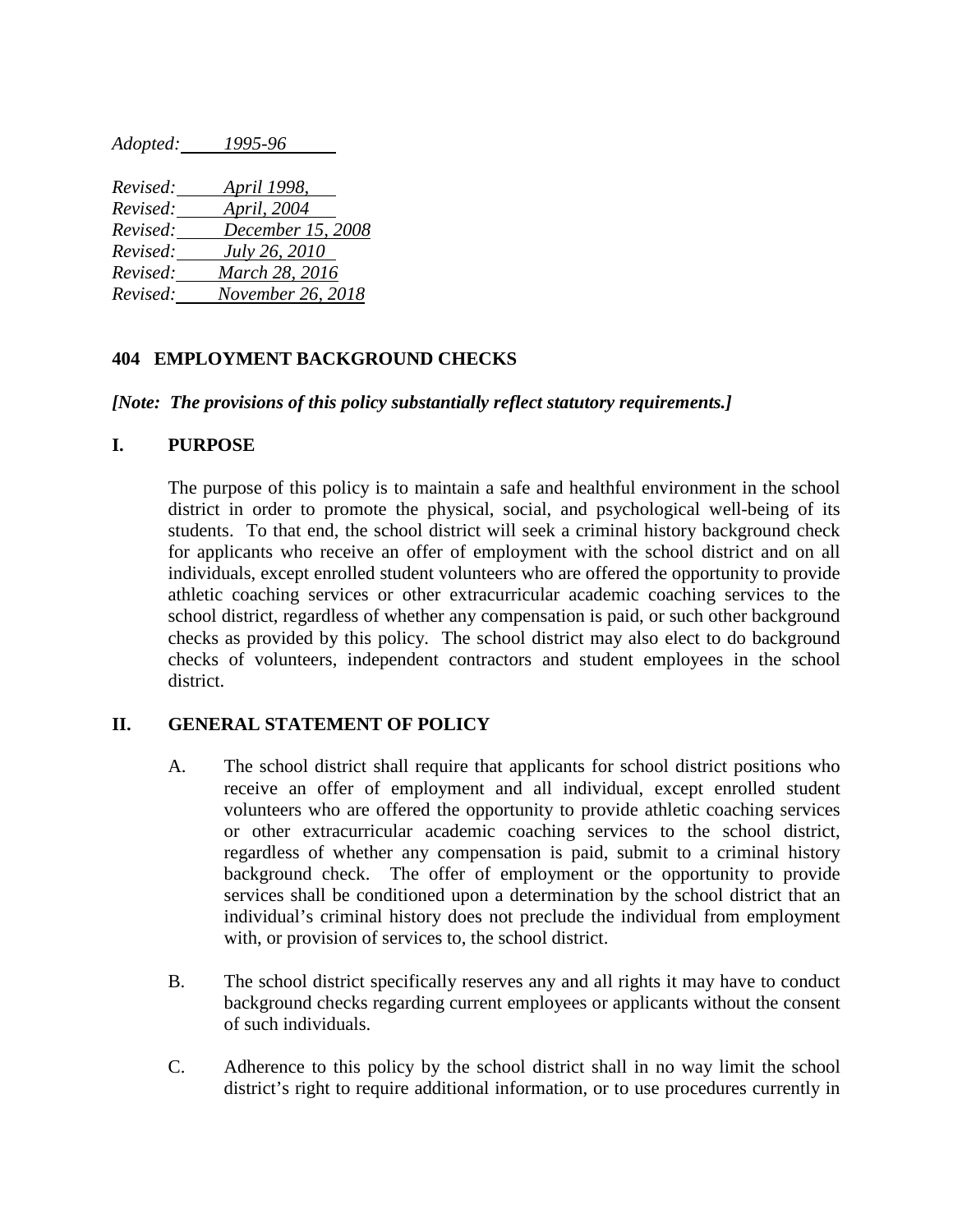*Adopted: 1995-96*

*Revised: April 1998,*
*Revised: April, 2004*
*Revised: December 15, 2008*
*Revised: July 26, 2010*
*Revised: March 28, 2016*
*Revised: November 26, 2018*

# 404 EMPLOYMENT BACKGROUND CHECKS

***[Note: The provisions of this policy substantially reflect statutory requirements.]***

## I. PURPOSE

The purpose of this policy is to maintain a safe and healthful environment in the school district in order to promote the physical, social, and psychological well-being of its students. To that end, the school district will seek a criminal history background check for applicants who receive an offer of employment with the school district and on all individuals, except enrolled student volunteers who are offered the opportunity to provide athletic coaching services or other extracurricular academic coaching services to the school district, regardless of whether any compensation is paid, or such other background checks as provided by this policy. The school district may also elect to do background checks of volunteers, independent contractors and student employees in the school district.

## II. GENERAL STATEMENT OF POLICY

A. The school district shall require that applicants for school district positions who receive an offer of employment and all individual, except enrolled student volunteers who are offered the opportunity to provide athletic coaching services or other extracurricular academic coaching services to the school district, regardless of whether any compensation is paid, submit to a criminal history background check. The offer of employment or the opportunity to provide services shall be conditioned upon a determination by the school district that an individual's criminal history does not preclude the individual from employment with, or provision of services to, the school district.

B. The school district specifically reserves any and all rights it may have to conduct background checks regarding current employees or applicants without the consent of such individuals.

C. Adherence to this policy by the school district shall in no way limit the school district's right to require additional information, or to use procedures currently in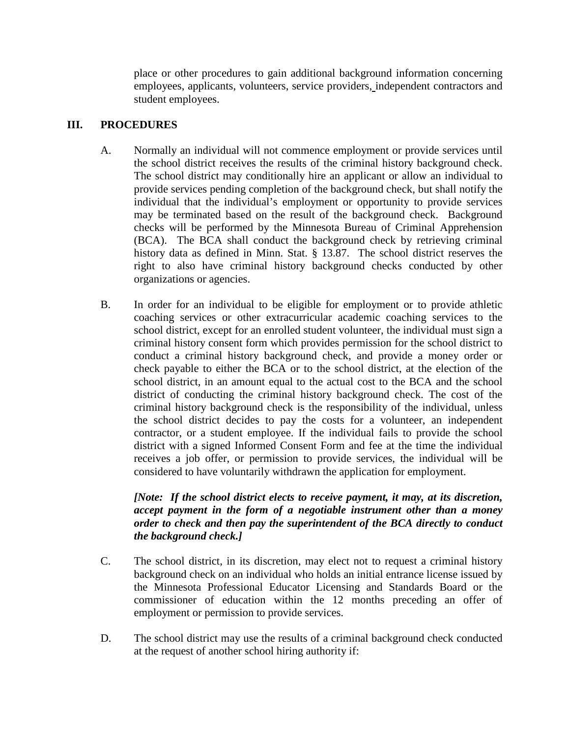place or other procedures to gain additional background information concerning employees, applicants, volunteers, service providers, independent contractors and student employees.

## III. PROCEDURES

A. Normally an individual will not commence employment or provide services until the school district receives the results of the criminal history background check. The school district may conditionally hire an applicant or allow an individual to provide services pending completion of the background check, but shall notify the individual that the individual's employment or opportunity to provide services may be terminated based on the result of the background check. Background checks will be performed by the Minnesota Bureau of Criminal Apprehension (BCA). The BCA shall conduct the background check by retrieving criminal history data as defined in Minn. Stat. § 13.87. The school district reserves the right to also have criminal history background checks conducted by other organizations or agencies.

B. In order for an individual to be eligible for employment or to provide athletic coaching services or other extracurricular academic coaching services to the school district, except for an enrolled student volunteer, the individual must sign a criminal history consent form which provides permission for the school district to conduct a criminal history background check, and provide a money order or check payable to either the BCA or to the school district, at the election of the school district, in an amount equal to the actual cost to the BCA and the school district of conducting the criminal history background check. The cost of the criminal history background check is the responsibility of the individual, unless the school district decides to pay the costs for a volunteer, an independent contractor, or a student employee. If the individual fails to provide the school district with a signed Informed Consent Form and fee at the time the individual receives a job offer, or permission to provide services, the individual will be considered to have voluntarily withdrawn the application for employment.

***[Note: If the school district elects to receive payment, it may, at its discretion, accept payment in the form of a negotiable instrument other than a money order to check and then pay the superintendent of the BCA directly to conduct the background check.]***

C. The school district, in its discretion, may elect not to request a criminal history background check on an individual who holds an initial entrance license issued by the Minnesota Professional Educator Licensing and Standards Board or the commissioner of education within the 12 months preceding an offer of employment or permission to provide services.

D. The school district may use the results of a criminal background check conducted at the request of another school hiring authority if: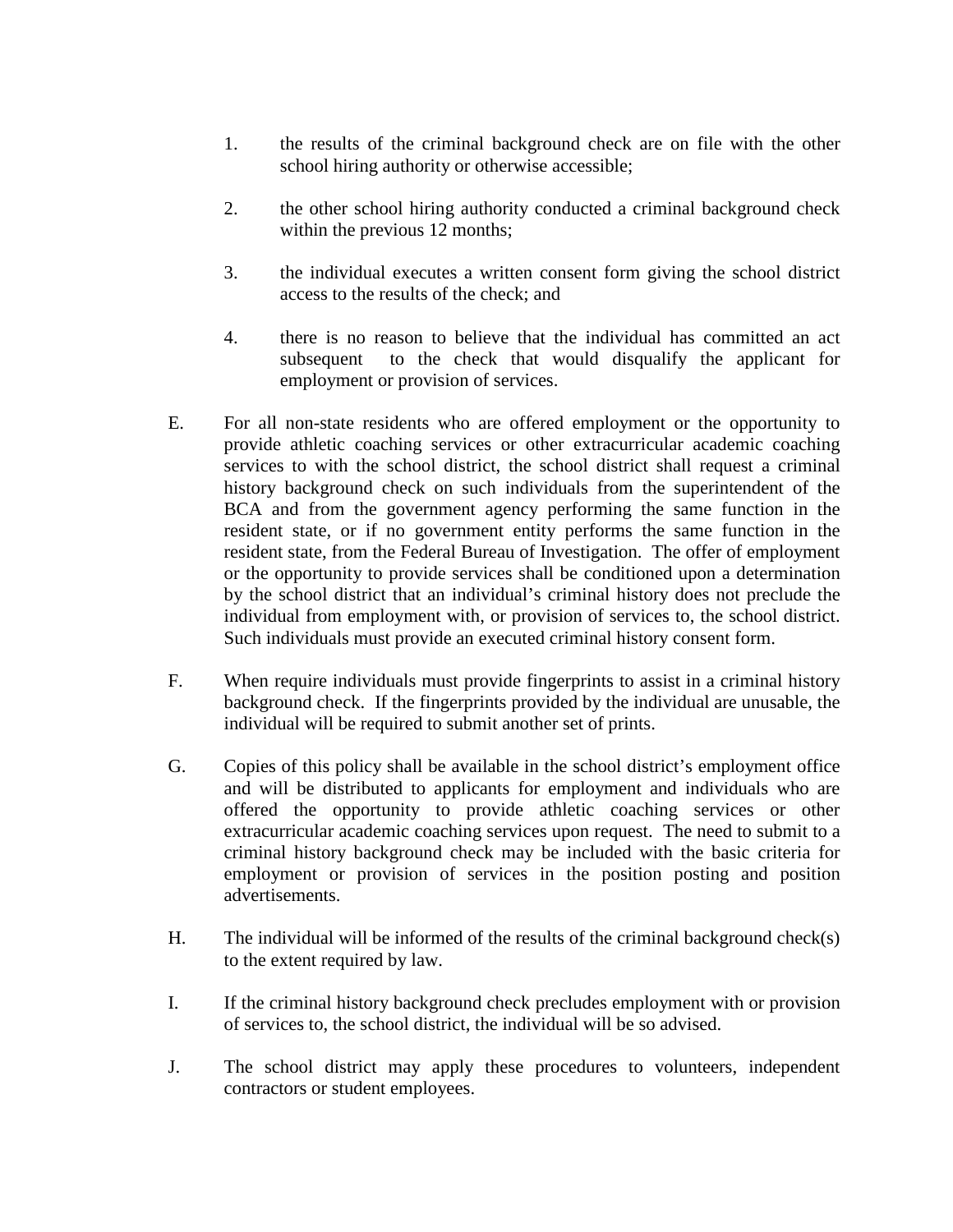1. the results of the criminal background check are on file with the other school hiring authority or otherwise accessible;

2. the other school hiring authority conducted a criminal background check within the previous 12 months;

3. the individual executes a written consent form giving the school district access to the results of the check; and

4. there is no reason to believe that the individual has committed an act subsequent to the check that would disqualify the applicant for employment or provision of services.

E. For all non-state residents who are offered employment or the opportunity to provide athletic coaching services or other extracurricular academic coaching services to with the school district, the school district shall request a criminal history background check on such individuals from the superintendent of the BCA and from the government agency performing the same function in the resident state, or if no government entity performs the same function in the resident state, from the Federal Bureau of Investigation. The offer of employment or the opportunity to provide services shall be conditioned upon a determination by the school district that an individual's criminal history does not preclude the individual from employment with, or provision of services to, the school district. Such individuals must provide an executed criminal history consent form.

F. When require individuals must provide fingerprints to assist in a criminal history background check. If the fingerprints provided by the individual are unusable, the individual will be required to submit another set of prints.

G. Copies of this policy shall be available in the school district's employment office and will be distributed to applicants for employment and individuals who are offered the opportunity to provide athletic coaching services or other extracurricular academic coaching services upon request. The need to submit to a criminal history background check may be included with the basic criteria for employment or provision of services in the position posting and position advertisements.

H. The individual will be informed of the results of the criminal background check(s) to the extent required by law.

I. If the criminal history background check precludes employment with or provision of services to, the school district, the individual will be so advised.

J. The school district may apply these procedures to volunteers, independent contractors or student employees.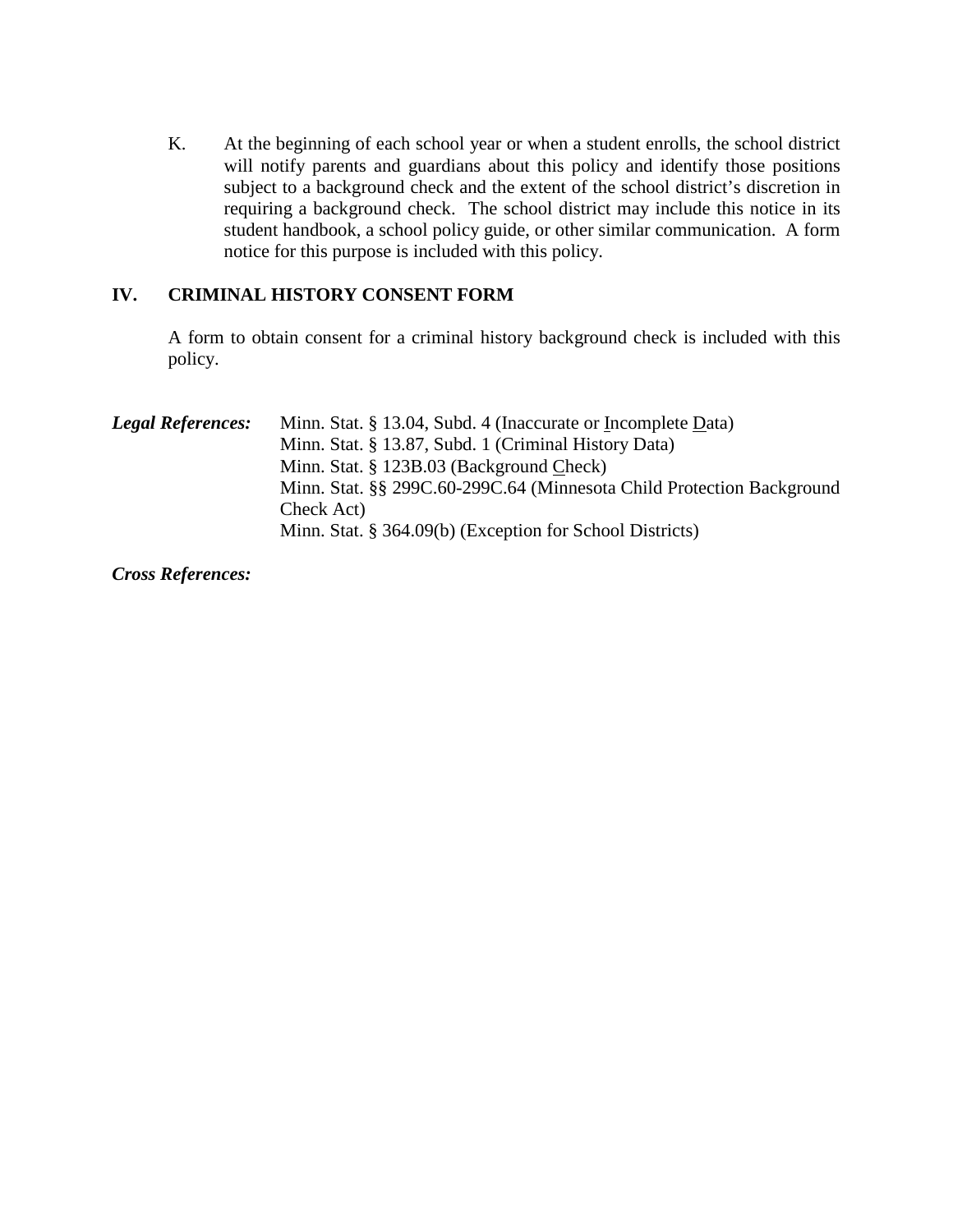K. At the beginning of each school year or when a student enrolls, the school district will notify parents and guardians about this policy and identify those positions subject to a background check and the extent of the school district's discretion in requiring a background check. The school district may include this notice in its student handbook, a school policy guide, or other similar communication. A form notice for this purpose is included with this policy.

## IV. CRIMINAL HISTORY CONSENT FORM

A form to obtain consent for a criminal history background check is included with this policy.

***Legal References:***

Minn. Stat. § 13.04, Subd. 4 (Inaccurate or Incomplete Data)
Minn. Stat. § 13.87, Subd. 1 (Criminal History Data)
Minn. Stat. § 123B.03 (Background Check)
Minn. Stat. §§ 299C.60-299C.64 (Minnesota Child Protection Background Check Act)
Minn. Stat. § 364.09(b) (Exception for School Districts)

***Cross References:***